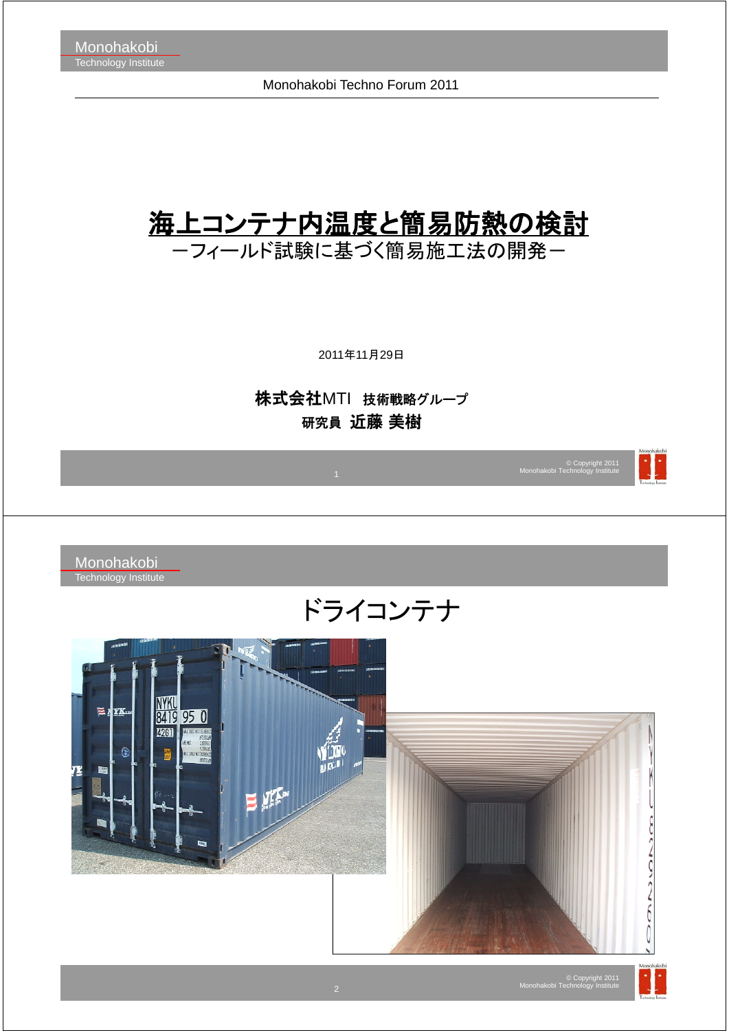Monohakobi Techno Forum 2011

# 海上コンテナ内温度と簡易防熱の検討

## －フィールド試験に基づく簡易施工法の開発－

2011年11月29日

**株式会社**MTI **技術戦略グループ**

**研究員 近藤 美樹**

---

# ドライコンテナ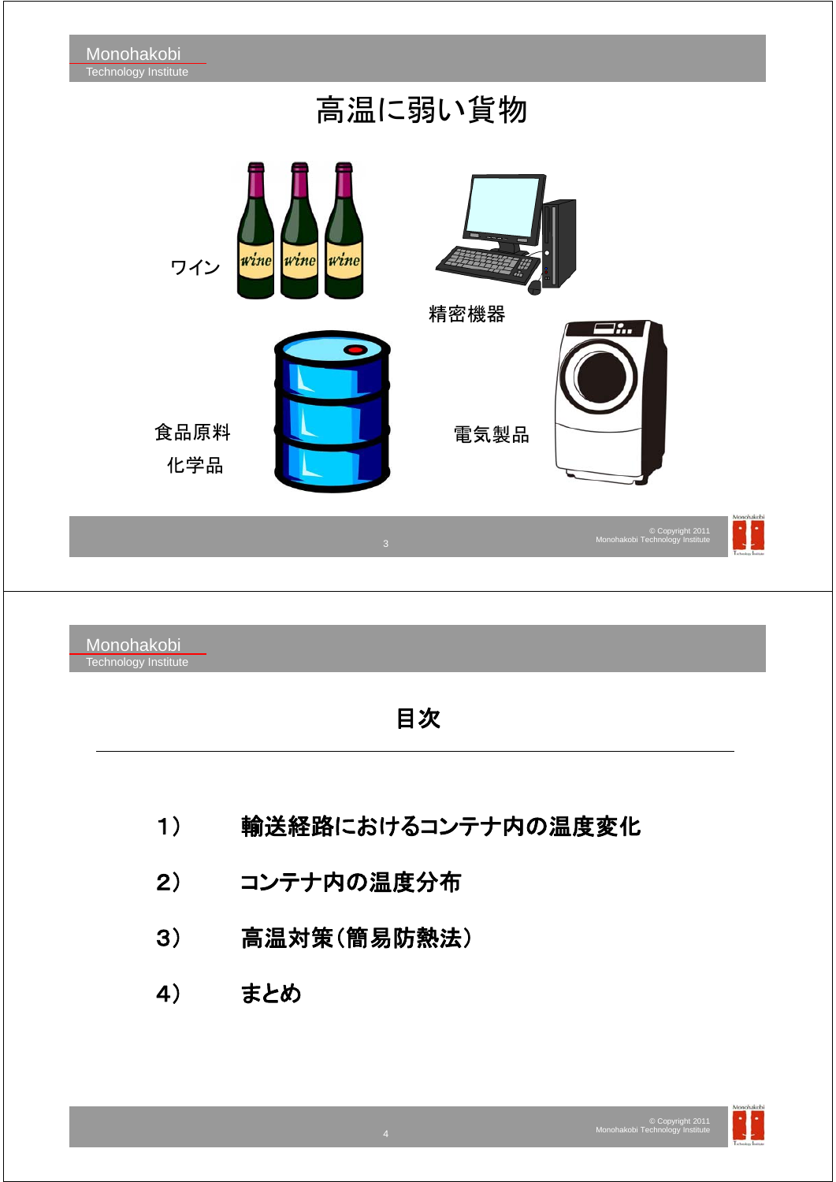# 高温に弱い貨物

ワイン

精密機器

食品原料

化学品

電気製品

# 目次

1）　輸送経路におけるコンテナ内の温度変化

2）　コンテナ内の温度分布

3）　高温対策（簡易防熱法）

4）　まとめ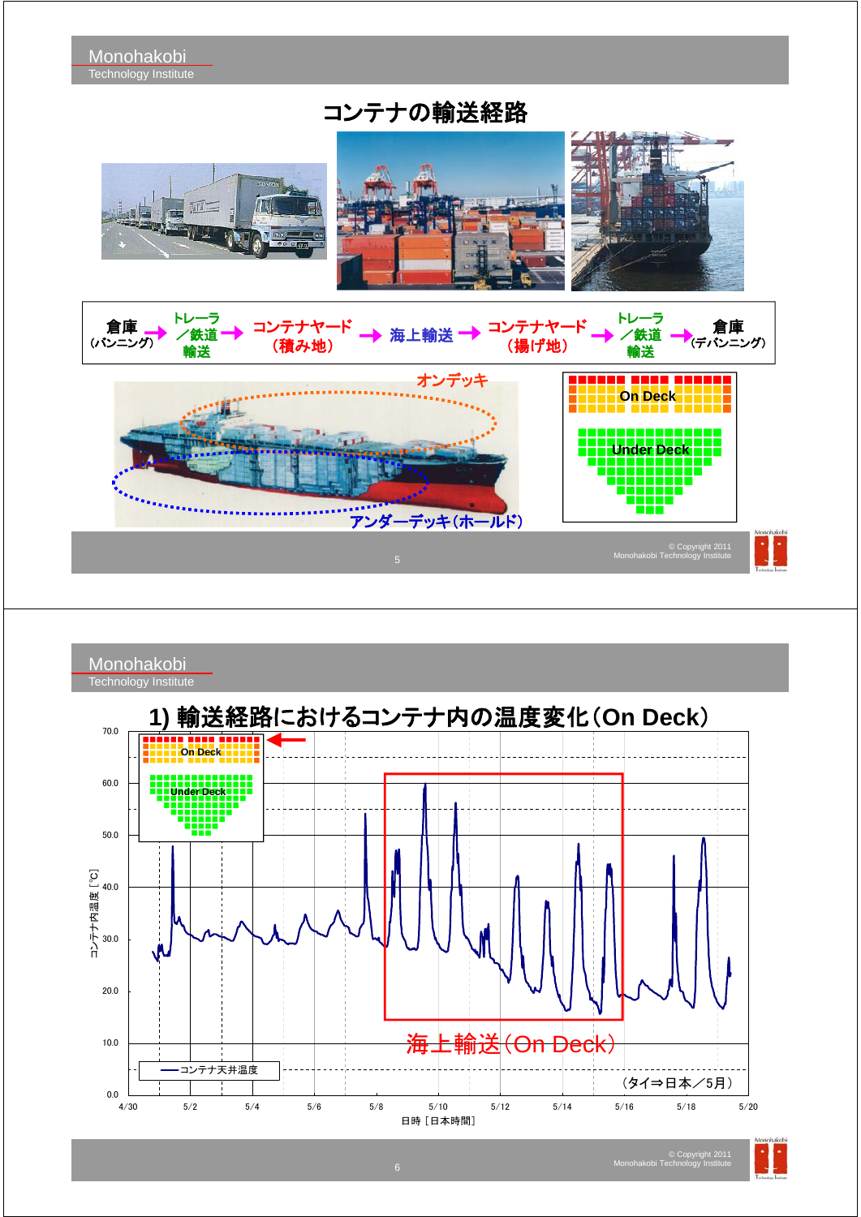## コンテナの輸送経路

倉庫（バンニング） → トレーラ／鉄道輸送 → コンテナヤード（積み地） → 海上輸送 → コンテナヤード（揚げ地） → トレーラ／鉄道輸送 → 倉庫（デバンニング）

オンデッキ

アンダーデッキ（ホールド）

On Deck

Under Deck

## 1) 輸送経路におけるコンテナ内の温度変化（On Deck）

On Deck

Under Deck

海上輸送（On Deck）

—コンテナ天井温度

（タイ⇒日本／5月）

コンテナ内温度［℃］

日時［日本時間］

0.0, 10.0, 20.0, 30.0, 40.0, 50.0, 60.0, 70.0

4/30, 5/2, 5/4, 5/6, 5/8, 5/10, 5/12, 5/14, 5/16, 5/18, 5/20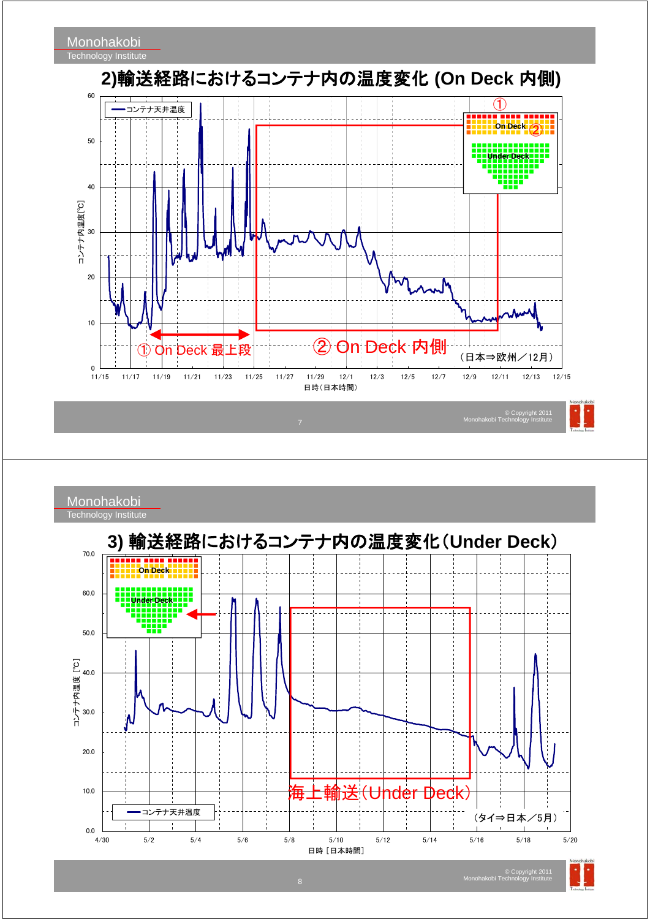## 2)輸送経路におけるコンテナ内の温度変化 (On Deck 内側)

— コンテナ天井温度

①

On Deck ②

Under Deck

① On Deck 最上段

② On Deck 内側

（日本⇒欧州／12月）

コンテナ内温度[°C]

日時（日本時間）

## 3) 輸送経路におけるコンテナ内の温度変化（Under Deck）

On Deck

Under Deck

海上輸送(Under Deck)

— コンテナ天井温度

（タイ⇒日本／5月）

コンテナ内温度 [°C]

日時［日本時間］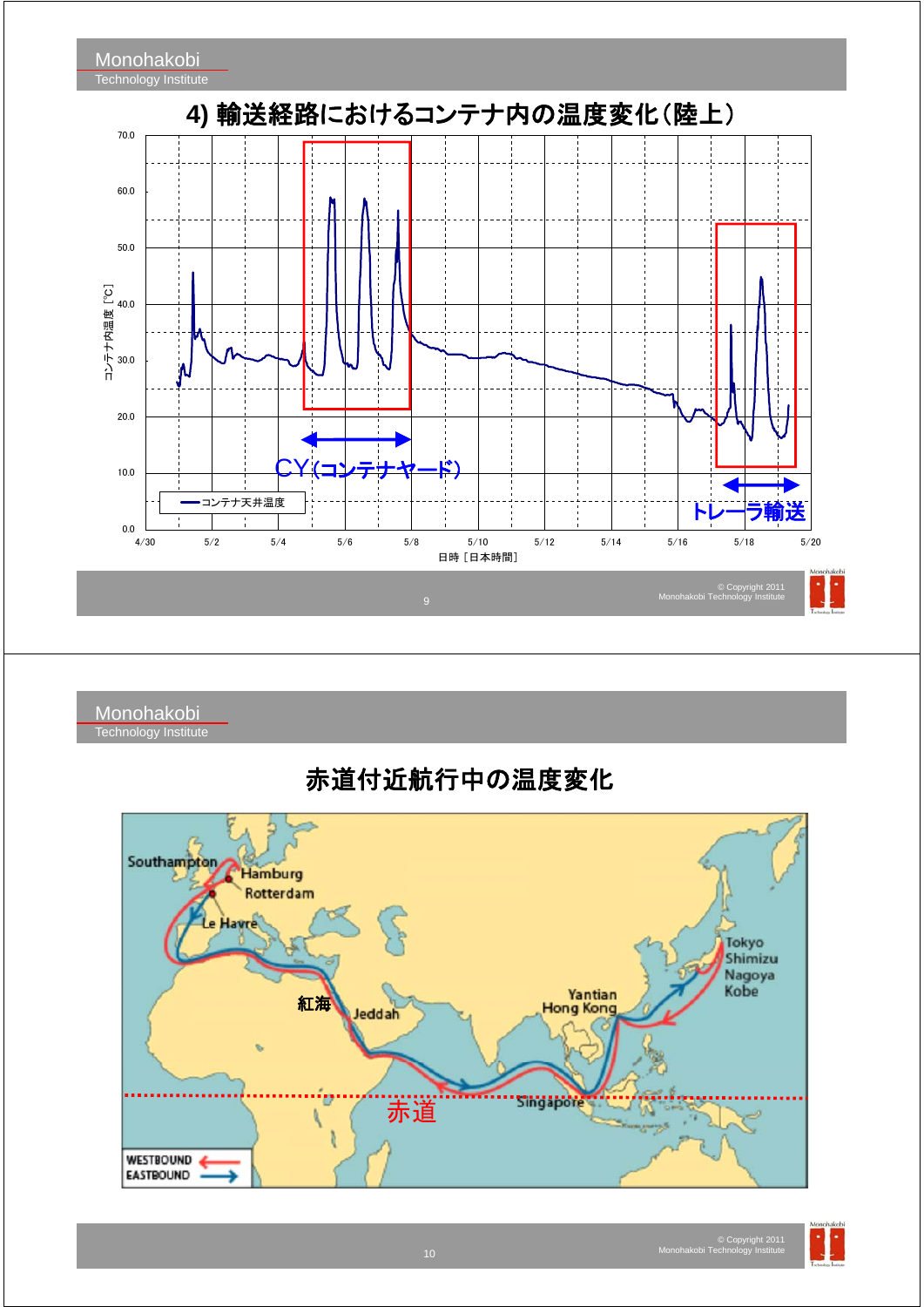## 4) 輸送経路におけるコンテナ内の温度変化（陸上）

コンテナ内温度［℃］

日時［日本時間］

―コンテナ天井温度

CY(コンテナヤード)

トレーラ輸送

## 赤道付近航行中の温度変化

Southampton

Hamburg

Rotterdam

Le Havre

紅海

Jeddah

Yantian

Hong Kong

Singapore

赤道

Tokyo

Shimizu

Nagoya

Kobe

WESTBOUND

EASTBOUND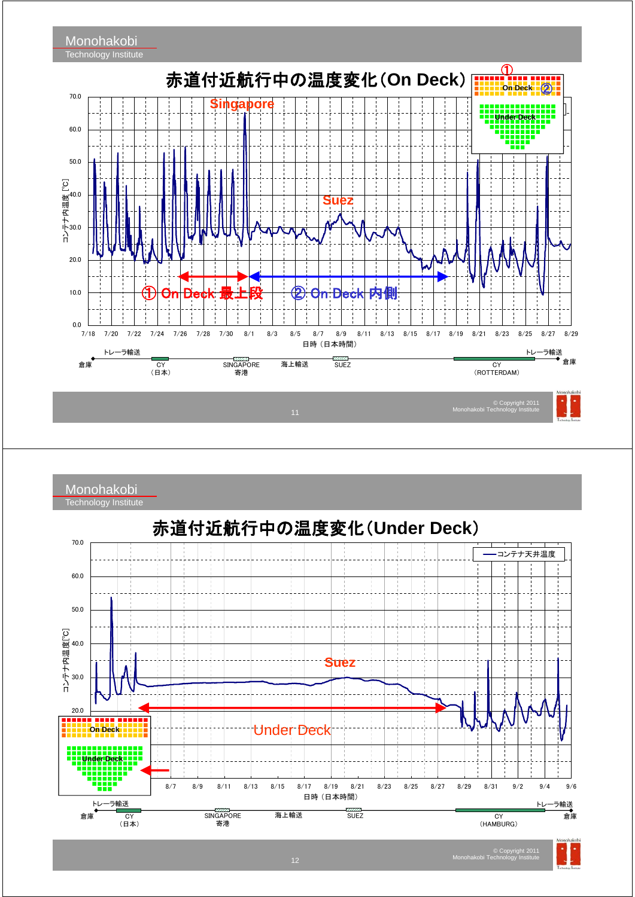# 赤道付近航行中の温度変化（On Deck）

Singapore

Suez

① On Deck 最上段

② On Deck 内側

On Deck

Under Deck

コンテナ内温度 [℃]

日時（日本時間）

7/18 7/20 7/22 7/24 7/26 7/28 7/30 8/1 8/3 8/5 8/7 8/9 8/11 8/13 8/15 8/17 8/19 8/21 8/23 8/25 8/27 8/29

倉庫　トレーラ輸送　CY（日本）　SINGAPORE 寄港　海上輸送　SUEZ　CY（ROTTERDAM）　トレーラ輸送　倉庫

# 赤道付近航行中の温度変化（Under Deck）

コンテナ天井温度

Suez

Under Deck

On Deck

Under Deck

コンテナ内温度 [℃]

日時（日本時間）

8/7 8/9 8/11 8/13 8/15 8/17 8/19 8/21 8/23 8/25 8/27 8/29 8/31 9/2 9/4 9/6

倉庫　トレーラ輸送　CY（日本）　SINGAPORE 寄港　海上輸送　SUEZ　CY（HAMBURG）　トレーラ輸送　倉庫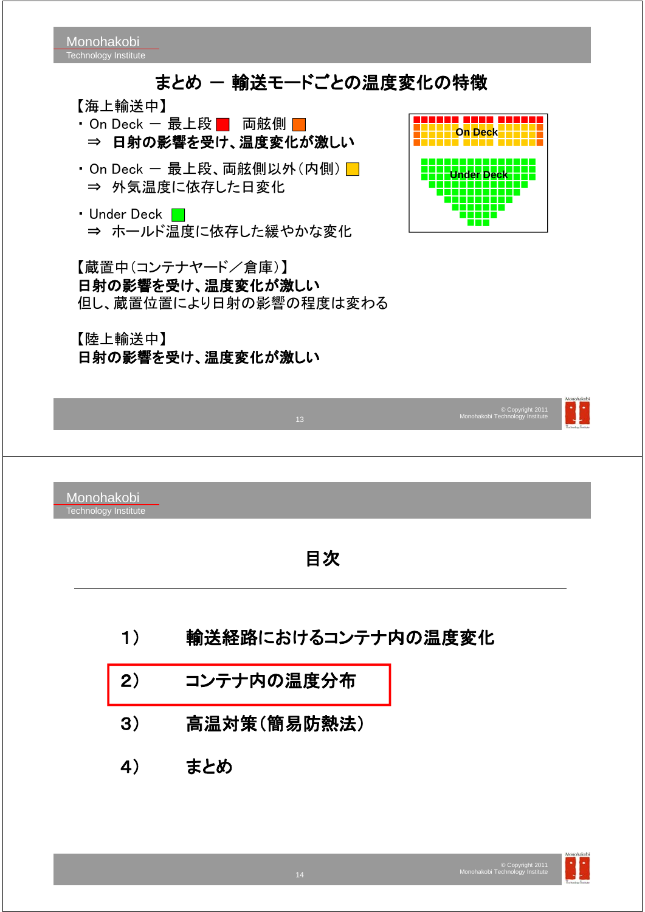## まとめ ー 輸送モードごとの温度変化の特徴

【海上輸送中】

・On Deck ー 最上段 ■　両舷側 ■
　⇒ **日射の影響を受け、温度変化が激しい**

・On Deck ー 最上段、両舷側以外（内側） ■
　⇒ 外気温度に依存した日変化

・Under Deck ■
　⇒ ホールド温度に依存した緩やかな変化

On Deck

Under Deck

【蔵置中（コンテナヤード／倉庫）】
**日射の影響を受け、温度変化が激しい**
但し、蔵置位置により日射の影響の程度は変わる

【陸上輸送中】
**日射の影響を受け、温度変化が激しい**

---

## 目次

1）　輸送経路におけるコンテナ内の温度変化

2）　コンテナ内の温度分布

3）　高温対策（簡易防熱法）

4）　まとめ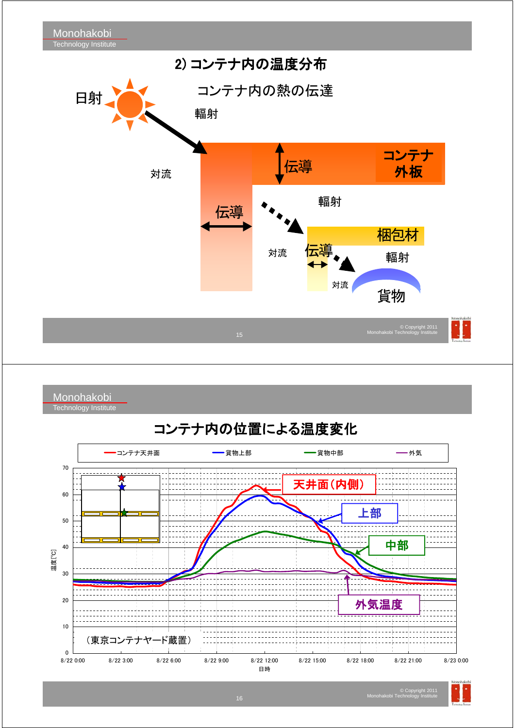## 2) コンテナ内の温度分布

コンテナ内の熱の伝達

日射

輻射

対流

伝導

伝導

コンテナ外板

輻射

梱包材

対流

伝導

輻射

対流

貨物

## コンテナ内の位置による温度変化

コンテナ天井面 / 貨物上部 / 貨物中部 / 外気

天井面（内側）

上部

中部

外気温度

（東京コンテナヤード蔵置）

温度[℃]：0, 10, 20, 30, 40, 50, 60, 70

日時：8/22 0:00, 8/22 3:00, 8/22 6:00, 8/22 9:00, 8/22 12:00, 8/22 15:00, 8/22 18:00, 8/22 21:00, 8/23 0:00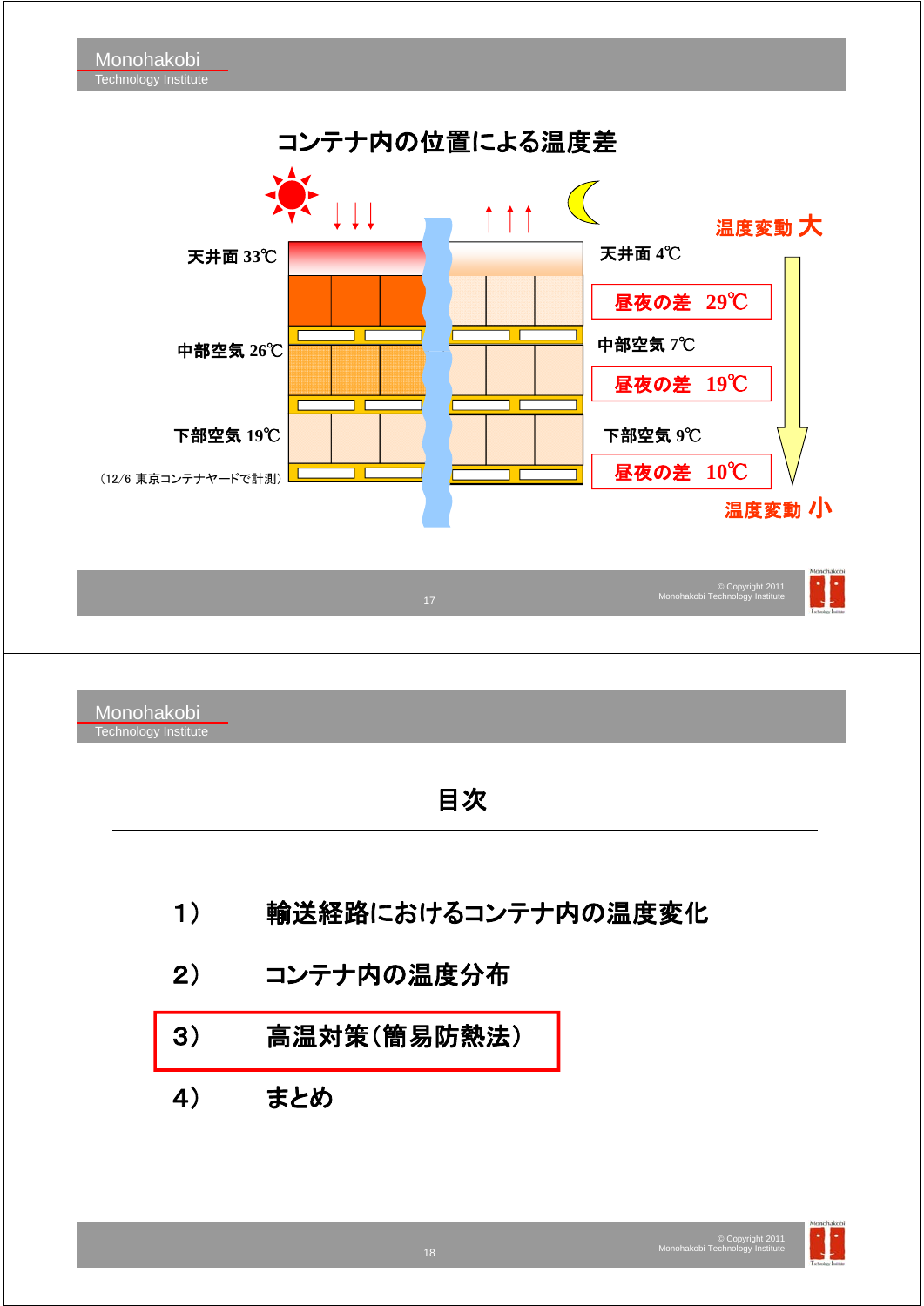## コンテナ内の位置による温度差

| 位置 | 昼 | 夜 | 昼夜の差 |
|---|---|---|---|
| 天井面 | 33℃ | 4℃ | 29℃ |
| 中部空気 | 26℃ | 7℃ | 19℃ |
| 下部空気 | 19℃ | 9℃ | 10℃ |

（12/6 東京コンテナヤードで計測）

温度変動 大 → 温度変動 小

---

## 目次

1）　輸送経路におけるコンテナ内の温度変化

2）　コンテナ内の温度分布

3）　高温対策（簡易防熱法）

4）　まとめ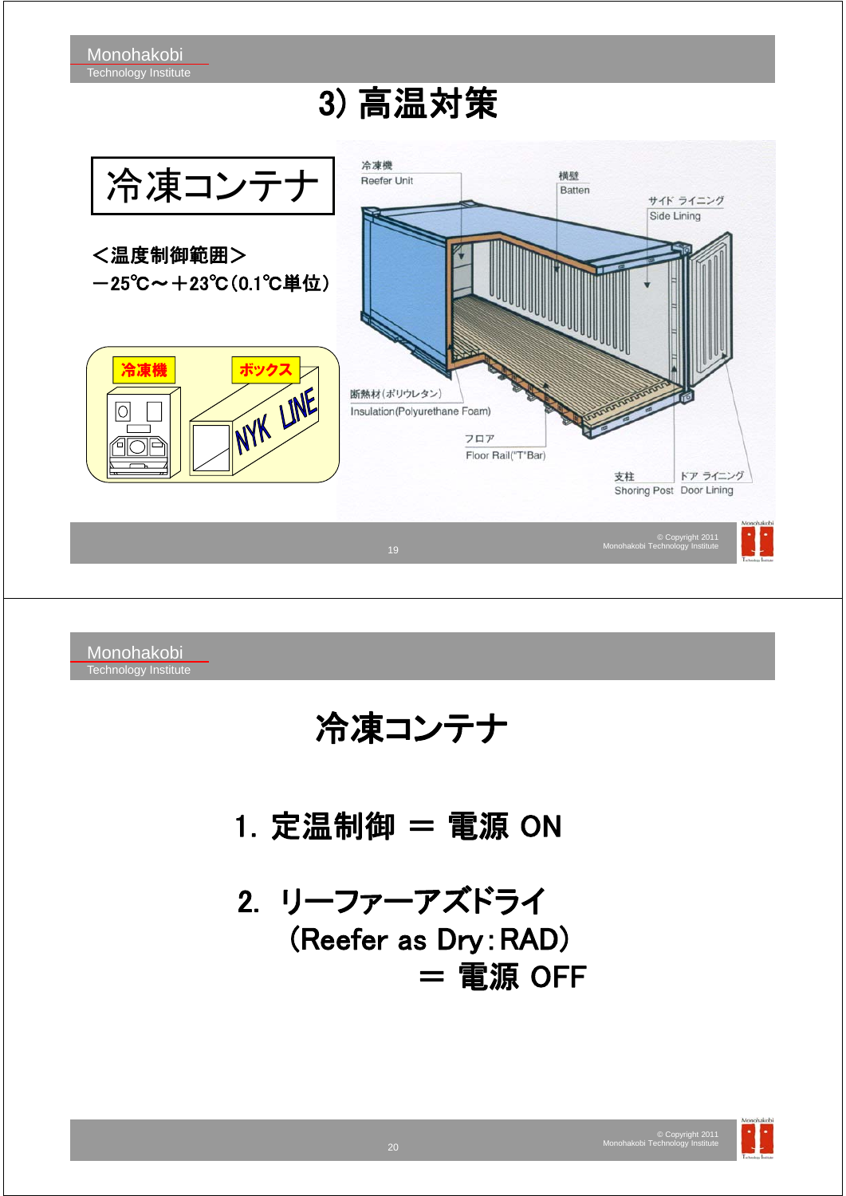# 3) 高温対策

## 冷凍コンテナ

＜温度制御範囲＞
－25℃～＋23℃（0.1℃単位）

冷凍機　ボックス

NYK LINE

冷凍機 Reefer Unit
横壁 Batten
サイド ライニング Side Lining
断熱材（ポリウレタン） Insulation(Polyurethane Foam)
フロア Floor Rail("T"Bar)
支柱 Shoring Post
ドア ライニング Door Lining

# 冷凍コンテナ

1. 定温制御 ＝ 電源 ON

2. リーファーアズドライ
（Reefer as Dry：RAD）
＝ 電源 OFF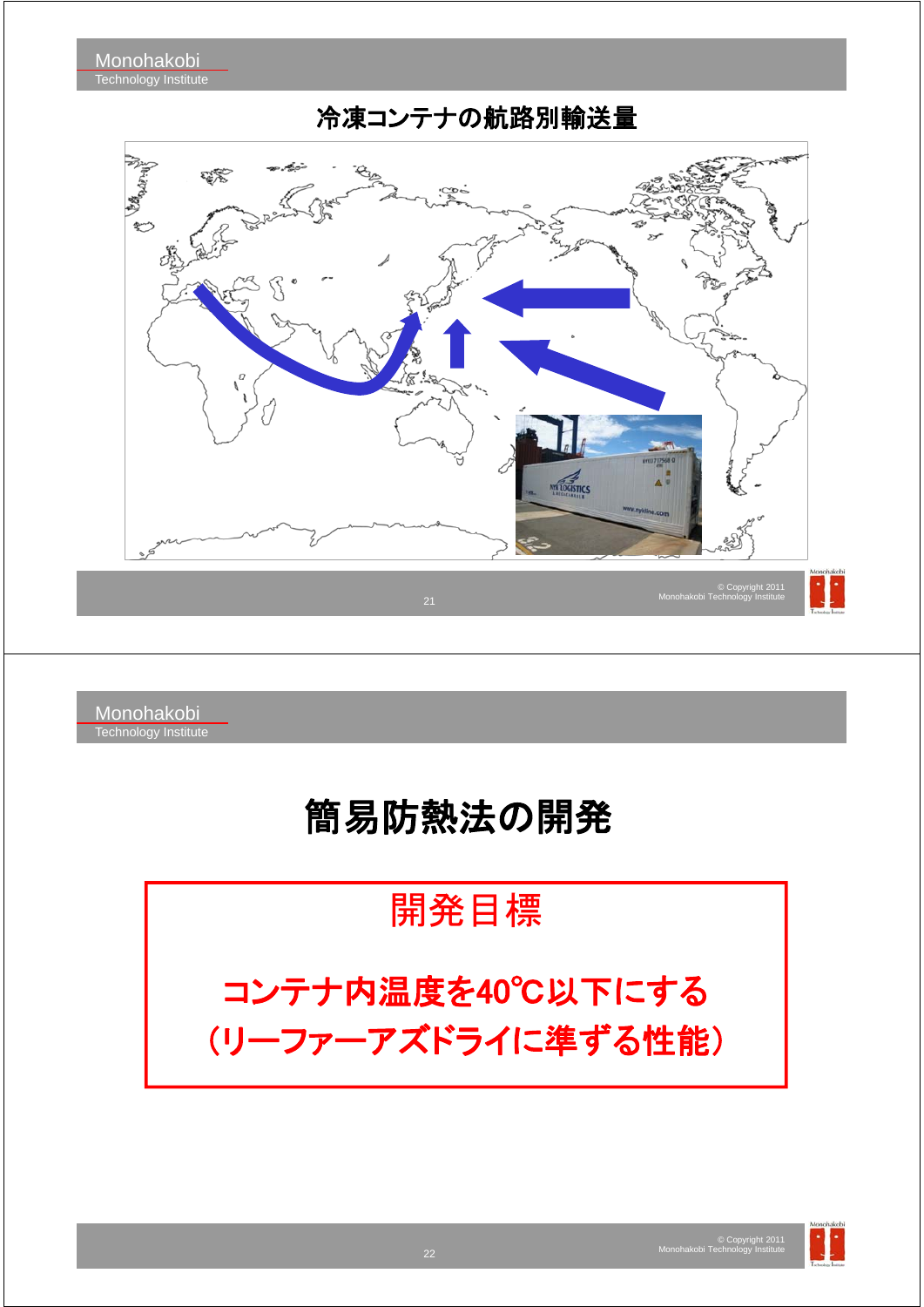# 冷凍コンテナの航路別輸送量

# 簡易防熱法の開発

## 開発目標

**コンテナ内温度を40℃以下にする**
**（リーファーアズドライに準ずる性能）**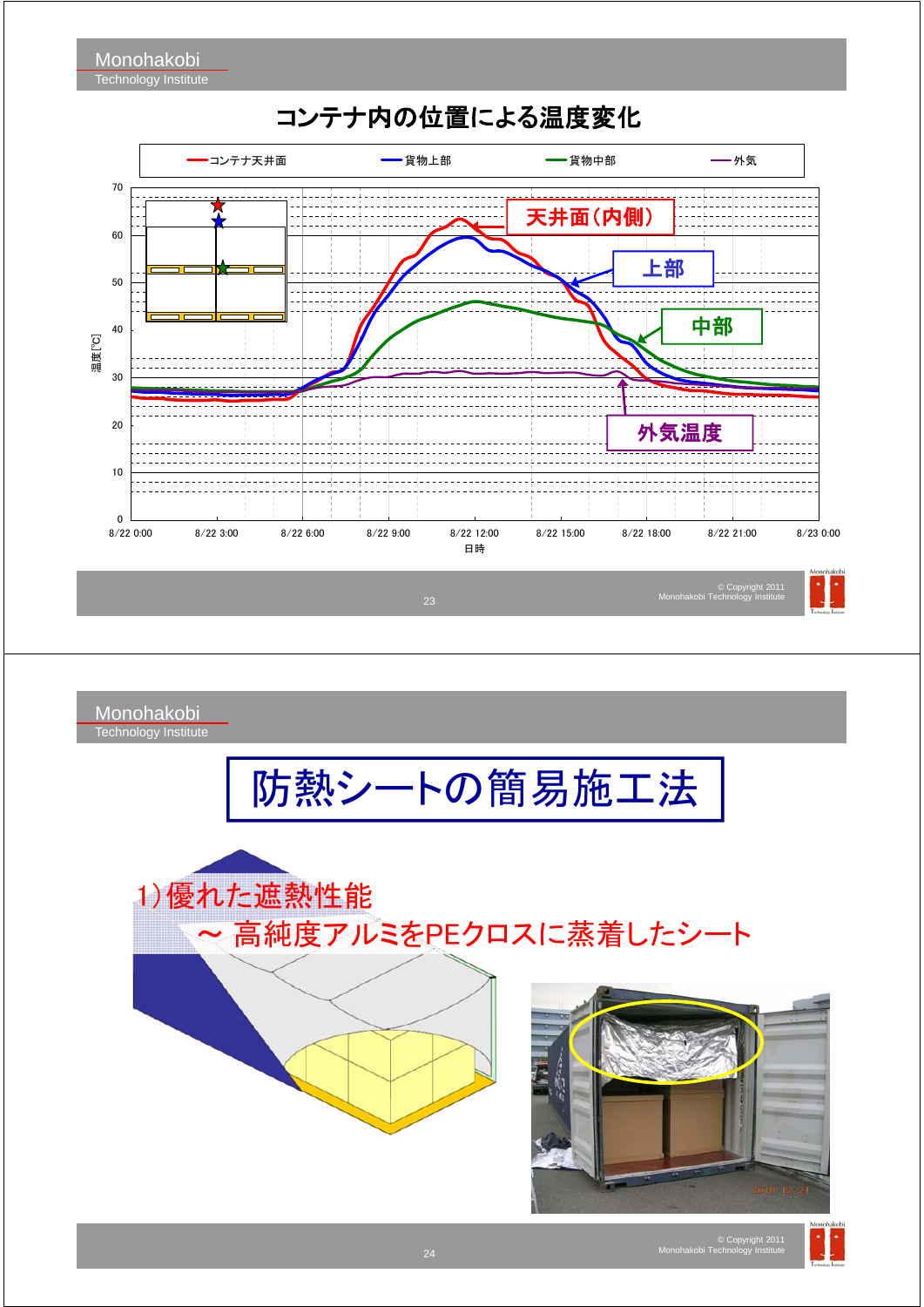## コンテナ内の位置による温度変化

コンテナ天井面　貨物上部　貨物中部　外気

温度[℃]

70
60
50
40
30
20
10
0

8/22 0:00　8/22 3:00　8/22 6:00　8/22 9:00　8/22 12:00　8/22 15:00　8/22 18:00　8/22 21:00　8/23 0:00

日時

天井面(内側)

上部

中部

外気温度

# 防熱シートの簡易施工法

1)優れた遮熱性能

～ 高純度アルミをPEクロスに蒸着したシート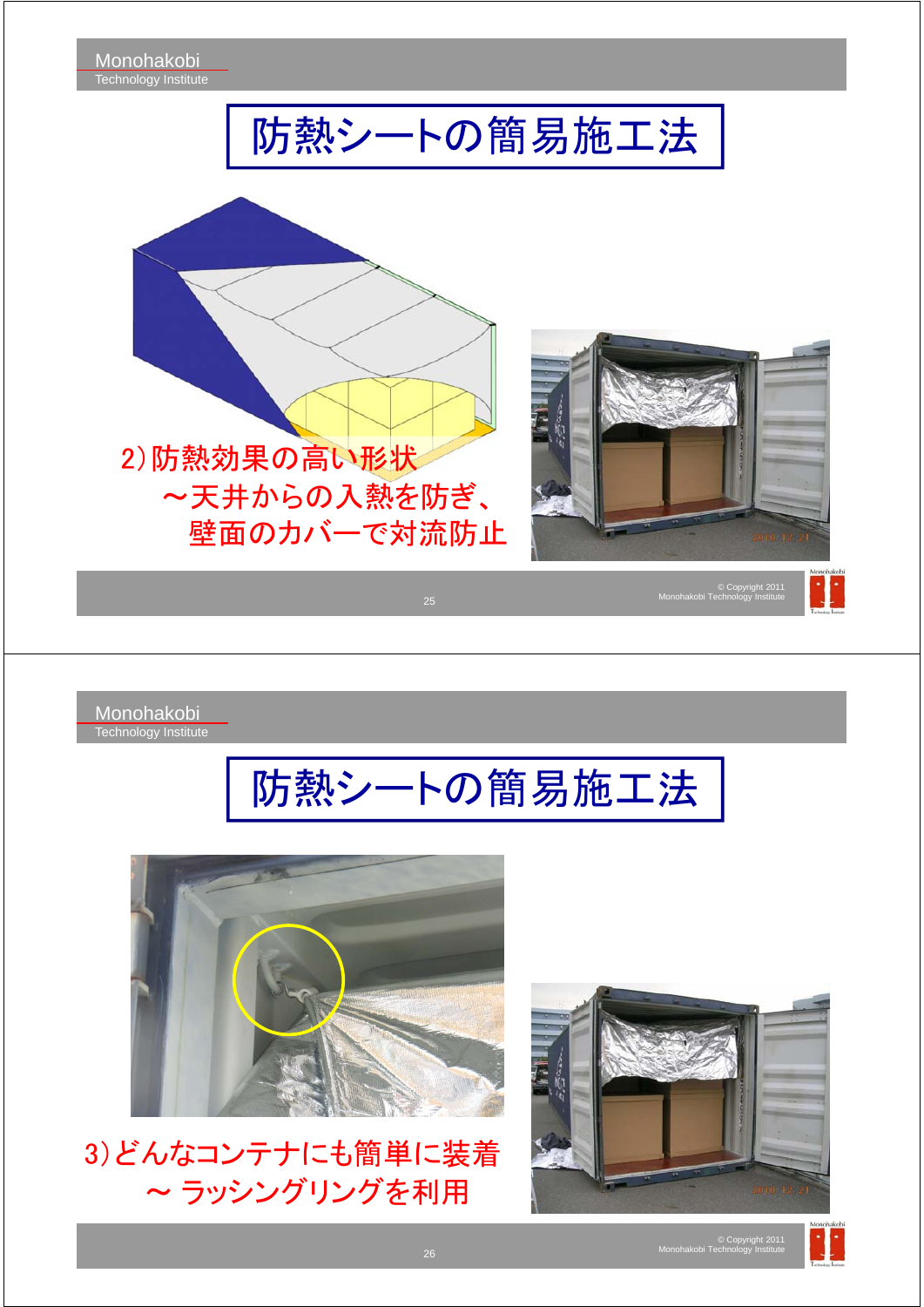# 防熱シートの簡易施工法

2)防熱効果の高い形状
　～天井からの入熱を防ぎ、
　　壁面のカバーで対流防止

# 防熱シートの簡易施工法

3)どんなコンテナにも簡単に装着
　～ ラッシングリングを利用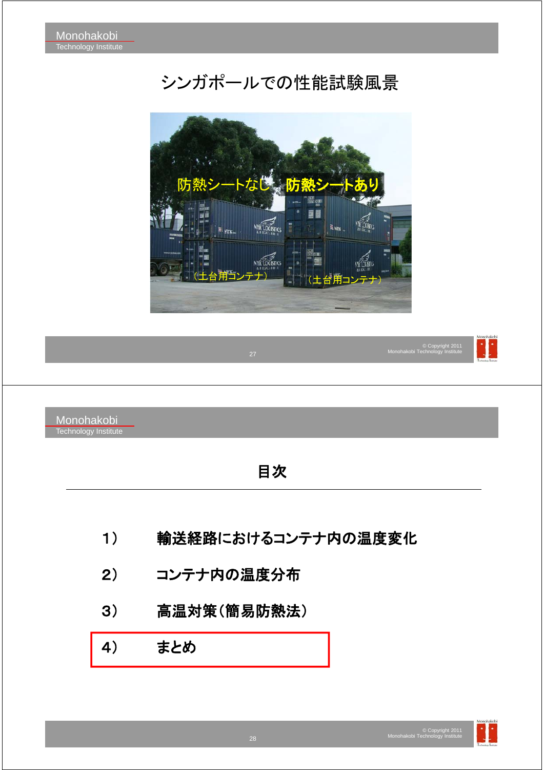## シンガポールでの性能試験風景

防熱シートなし　防熱シートあり

（土台用コンテナ）　（土台用コンテナ）

## 目次

1）　輸送経路におけるコンテナ内の温度変化

2）　コンテナ内の温度分布

3）　高温対策（簡易防熱法）

4）　まとめ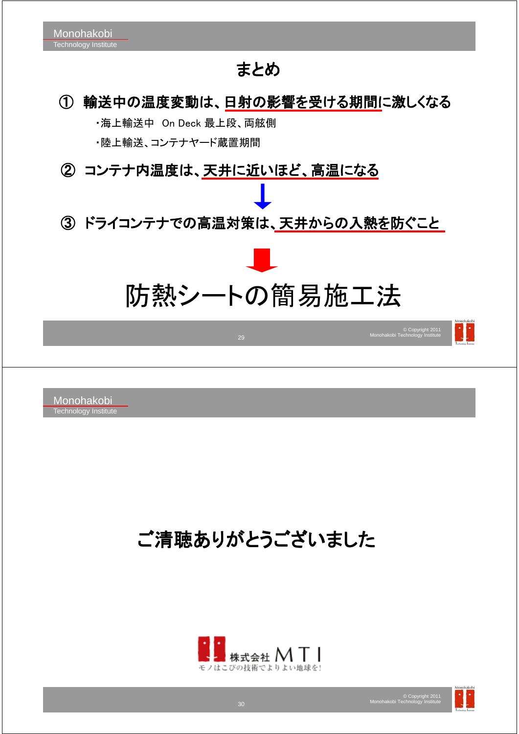## まとめ

① 輸送中の温度変動は、日射の影響を受ける期間に激しくなる

・海上輸送中　On Deck 最上段、両舷側

・陸上輸送、コンテナヤード蔵置期間

② コンテナ内温度は、天井に近いほど、高温になる

③ ドライコンテナでの高温対策は、天井からの入熱を防ぐこと

# 防熱シートの簡易施工法

## ご清聴ありがとうございました

株式会社 MTI

モノはこびの技術でよりよい地球を!